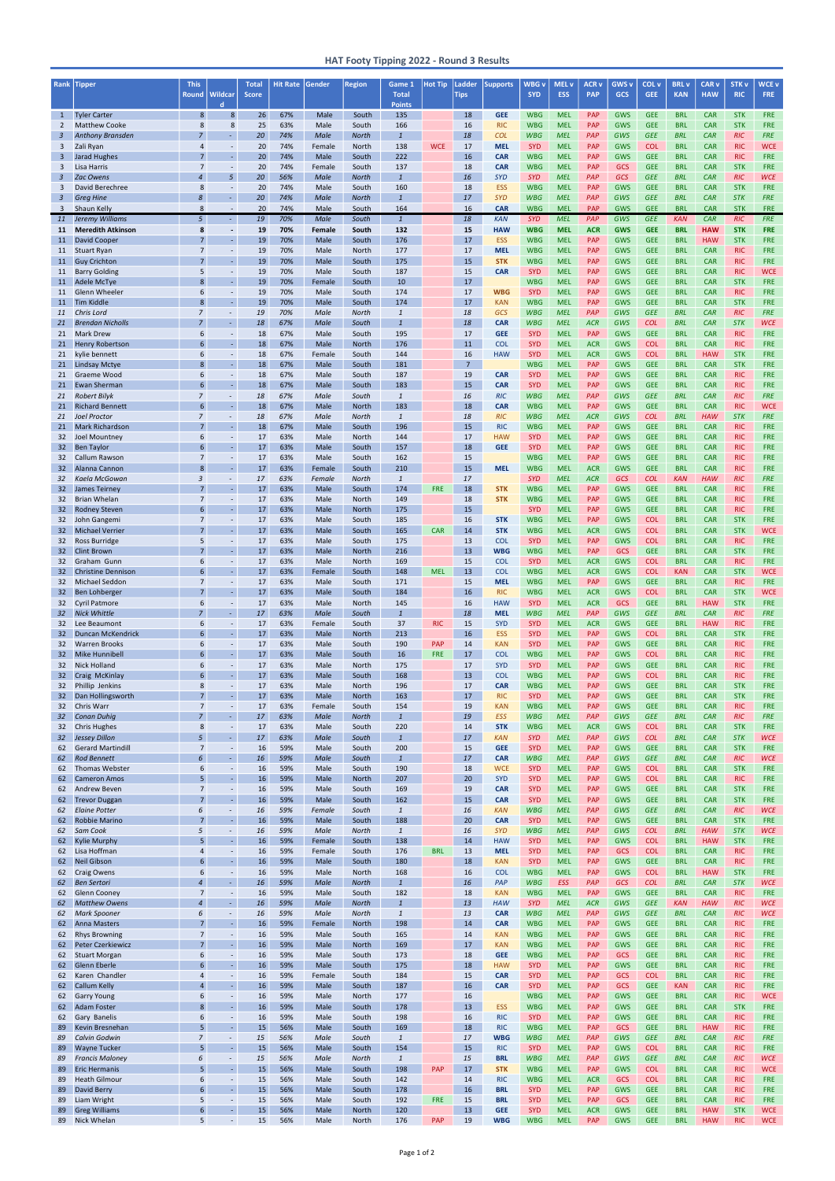# HAT Footy Tipping 2022 - Round 3 Results

| Rank | Tipper | This Round | Wildcard | Total Score | Hit Rate | Gender | Region | Game 1 Total Points | Hot Tip | Ladder Tips | Supports | WBG v SYD | MEL v ESS | ACR v PAP | GWS v GCS | COL v GEE | BRL v KAN | CAR v HAW | STK v RIC | WCE v FRE |
|---|---|---|---|---|---|---|---|---|---|---|---|---|---|---|---|---|---|---|---|---|
| 1 | Tyler Carter | 8 | 8 | 26 | 67% | Male | South | 135 | | 18 | GEE | WBG | MEL | PAP | GWS | GEE | BRL | CAR | STK | FRE |
| 2 | Matthew Cooke | 8 | 8 | 25 | 63% | Male | South | 166 | | 16 | RIC | WBG | MEL | PAP | GWS | GEE | BRL | CAR | STK | FRE |
| *3* | *Anthony Bransden* | *7* | *-* | *20* | *74%* | *Male* | *North* | *1* | | *18* | *COL* | *WBG* | *MEL* | *PAP* | *GWS* | *GEE* | *BRL* | *CAR* | *RIC* | *FRE* |
| 3 | Zali Ryan | 4 | - | 20 | 74% | Female | North | 138 | WCE | 17 | MEL | SYD | MEL | PAP | GWS | COL | BRL | CAR | RIC | WCE |
| 3 | Jarad Hughes | 7 | - | 20 | 74% | Male | South | 222 | | 16 | CAR | WBG | MEL | PAP | GWS | GEE | BRL | CAR | RIC | FRE |
| 3 | Lisa Harris | 7 | - | 20 | 74% | Female | South | 137 | | 18 | CAR | WBG | MEL | PAP | GCS | GEE | BRL | CAR | STK | FRE |
| *3* | *Zac Owens* | *4* | *5* | *20* | *56%* | *Male* | *North* | *1* | | *16* | *SYD* | *SYD* | *MEL* | *PAP* | *GCS* | *GEE* | *BRL* | *CAR* | *RIC* | *WCE* |
| 3 | David Berechree | 8 | - | 20 | 74% | Male | South | 160 | | 18 | ESS | WBG | MEL | PAP | GWS | GEE | BRL | CAR | STK | FRE |
| *3* | *Greg Hine* | *8* | *-* | *20* | *74%* | *Male* | *North* | *1* | | *17* | *SYD* | *WBG* | *MEL* | *PAP* | *GWS* | *GEE* | *BRL* | *CAR* | *STK* | *FRE* |
| 3 | Shaun Kelly | 8 | - | 20 | 74% | Male | South | 164 | | 16 | CAR | WBG | MEL | PAP | GWS | GEE | BRL | CAR | STK | FRE |
| *11* | *Jeremy Williams* | *5* | *-* | *19* | *70%* | *Male* | *South* | *1* | | *18* | *KAN* | *SYD* | *MEL* | *PAP* | *GWS* | *GEE* | *KAN* | *CAR* | *RIC* | *FRE* |
| **11** | **Meredith Atkinson** | **8** | **-** | **19** | **70%** | **Female** | **South** | **132** | | **15** | **HAW** | **WBG** | **MEL** | **ACR** | **GWS** | **GEE** | **BRL** | **HAW** | **STK** | **FRE** |
| 11 | David Cooper | 7 | - | 19 | 70% | Male | South | 176 | | 17 | ESS | WBG | MEL | PAP | GWS | GEE | BRL | HAW | STK | FRE |
| 11 | Stuart Ryan | 7 | - | 19 | 70% | Male | North | 177 | | 17 | MEL | WBG | MEL | PAP | GWS | GEE | BRL | CAR | RIC | FRE |
| 11 | Guy Crichton | 7 | - | 19 | 70% | Male | South | 175 | | 15 | STK | WBG | MEL | PAP | GWS | GEE | BRL | CAR | RIC | FRE |
| 11 | Barry Golding | 5 | - | 19 | 70% | Male | South | 187 | | 15 | CAR | SYD | MEL | PAP | GWS | GEE | BRL | CAR | RIC | WCE |
| 11 | Adele McTye | 8 | - | 19 | 70% | Female | South | 10 | | 17 | | WBG | MEL | PAP | GWS | GEE | BRL | CAR | STK | FRE |
| 11 | Glenn Wheeler | 6 | - | 19 | 70% | Male | South | 174 | | 17 | WBG | SYD | MEL | PAP | GWS | GEE | BRL | CAR | RIC | FRE |
| 11 | Tim Kiddle | 8 | - | 19 | 70% | Male | South | 174 | | 17 | KAN | WBG | MEL | PAP | GWS | GEE | BRL | CAR | STK | FRE |
| *11* | *Chris Lord* | *7* | *-* | *19* | *70%* | *Male* | *North* | *1* | | *18* | *GCS* | *WBG* | *MEL* | *PAP* | *GWS* | *GEE* | *BRL* | *CAR* | *RIC* | *FRE* |
| *21* | *Brendan Nicholls* | *7* | *-* | *18* | *67%* | *Male* | *South* | *1* | | *18* | *CAR* | *WBG* | *MEL* | *ACR* | *GWS* | *COL* | *BRL* | *CAR* | *STK* | *WCE* |
| 21 | Mark Drew | 6 | - | 18 | 67% | Male | South | 195 | | 17 | GEE | SYD | MEL | PAP | GWS | GEE | BRL | CAR | RIC | FRE |
| 21 | Henry Robertson | 6 | - | 18 | 67% | Male | North | 176 | | 11 | COL | SYD | MEL | ACR | GWS | COL | BRL | CAR | RIC | FRE |
| 21 | kylie bennett | 6 | - | 18 | 67% | Female | South | 144 | | 16 | HAW | SYD | MEL | ACR | GWS | COL | BRL | HAW | STK | FRE |
| 21 | Lindsay Mctye | 8 | - | 18 | 67% | Male | South | 181 | | 7 | | WBG | MEL | PAP | GWS | GEE | BRL | CAR | STK | FRE |
| 21 | Graeme Wood | 6 | - | 18 | 67% | Male | South | 187 | | 19 | CAR | SYD | MEL | PAP | GWS | GEE | BRL | CAR | RIC | FRE |
| 21 | Ewan Sherman | 6 | - | 18 | 67% | Male | South | 183 | | 15 | CAR | SYD | MEL | PAP | GWS | GEE | BRL | CAR | RIC | FRE |
| *21* | *Robert Bilyk* | *7* | *-* | *18* | *67%* | *Male* | *South* | *1* | | *16* | *RIC* | *WBG* | *MEL* | *PAP* | *GWS* | *GEE* | *BRL* | *CAR* | *RIC* | *FRE* |
| 21 | Richard Bennett | 6 | - | 18 | 67% | Male | North | 183 | | 18 | CAR | WBG | MEL | PAP | GWS | GEE | BRL | CAR | RIC | WCE |
| *21* | *Joel Proctor* | *7* | *-* | *18* | *67%* | *Male* | *North* | *1* | | *18* | *RIC* | *WBG* | *MEL* | *ACR* | *GWS* | *COL* | *BRL* | *HAW* | *STK* | *FRE* |
| 21 | Mark Richardson | 7 | - | 18 | 67% | Male | South | 196 | | 15 | RIC | WBG | MEL | PAP | GWS | GEE | BRL | CAR | RIC | FRE |
| 32 | Joel Mountney | 6 | - | 17 | 63% | Male | North | 144 | | 17 | HAW | SYD | MEL | PAP | GWS | GEE | BRL | CAR | RIC | FRE |
| 32 | Ben Taylor | 6 | - | 17 | 63% | Male | South | 157 | | 18 | GEE | SYD | MEL | PAP | GWS | GEE | BRL | CAR | RIC | FRE |
| 32 | Callum Rawson | 7 | - | 17 | 63% | Male | South | 162 | | 15 | | WBG | MEL | PAP | GWS | GEE | BRL | CAR | RIC | FRE |
| 32 | Alanna Cannon | 8 | - | 17 | 63% | Female | South | 210 | | 15 | MEL | WBG | MEL | ACR | GWS | GEE | BRL | CAR | RIC | FRE |
| *32* | *Kaela McGowan* | *3* | *-* | *17* | *63%* | *Female* | *North* | *1* | | *17* | | *SYD* | *MEL* | *ACR* | *GCS* | *COL* | *KAN* | *HAW* | *RIC* | *FRE* |
| 32 | James Teirney | 7 | - | 17 | 63% | Male | South | 174 | FRE | 18 | STK | WBG | MEL | PAP | GWS | GEE | BRL | CAR | RIC | FRE |
| 32 | Brian Whelan | 7 | - | 17 | 63% | Male | North | 149 | | 18 | STK | WBG | MEL | PAP | GWS | GEE | BRL | CAR | RIC | FRE |
| 32 | Rodney Steven | 6 | - | 17 | 63% | Male | North | 175 | | 15 | | SYD | MEL | PAP | GWS | GEE | BRL | CAR | RIC | FRE |
| 32 | John Gangemi | 7 | - | 17 | 63% | Male | South | 185 | | 16 | STK | WBG | MEL | PAP | GWS | COL | BRL | CAR | STK | FRE |
| 32 | Michael Verrier | 7 | - | 17 | 63% | Male | South | 165 | CAR | 14 | STK | WBG | MEL | ACR | GWS | COL | BRL | CAR | STK | WCE |
| 32 | Ross Burridge | 5 | - | 17 | 63% | Male | South | 175 | | 13 | COL | SYD | MEL | PAP | GWS | COL | BRL | CAR | RIC | FRE |
| 32 | Clint Brown | 7 | - | 17 | 63% | Male | North | 216 | | 13 | WBG | WBG | MEL | PAP | GCS | GEE | BRL | CAR | STK | FRE |
| 32 | Graham Gunn | 6 | - | 17 | 63% | Male | North | 169 | | 15 | COL | SYD | MEL | ACR | GWS | COL | BRL | CAR | RIC | FRE |
| 32 | Christine Dennison | 6 | - | 17 | 63% | Female | South | 148 | MEL | 13 | COL | WBG | MEL | ACR | GWS | COL | KAN | CAR | STK | WCE |
| 32 | Michael Seddon | 7 | - | 17 | 63% | Male | South | 171 | | 15 | MEL | WBG | MEL | PAP | GWS | GEE | BRL | CAR | RIC | FRE |
| 32 | Ben Lohberger | 7 | - | 17 | 63% | Male | South | 184 | | 16 | RIC | WBG | MEL | ACR | GWS | COL | BRL | CAR | STK | WCE |
| 32 | Cyril Patmore | 6 | - | 17 | 63% | Male | North | 145 | | 16 | HAW | SYD | MEL | ACR | GCS | GEE | BRL | HAW | STK | FRE |
| *32* | *Nick Whittle* | *7* | *-* | *17* | *63%* | *Male* | *South* | *1* | | *18* | *MEL* | *WBG* | *MEL* | *PAP* | *GWS* | *GEE* | *BRL* | *CAR* | *RIC* | *FRE* |
| 32 | Lee Beaumont | 6 | - | 17 | 63% | Female | South | 37 | RIC | 15 | SYD | SYD | MEL | ACR | GWS | GEE | BRL | HAW | RIC | FRE |
| 32 | Duncan McKendrick | 6 | - | 17 | 63% | Male | North | 213 | | 16 | ESS | SYD | MEL | PAP | GWS | COL | BRL | CAR | STK | FRE |
| 32 | Warren Brooks | 6 | - | 17 | 63% | Male | South | 190 | PAP | 14 | KAN | SYD | MEL | PAP | GWS | GEE | BRL | CAR | RIC | FRE |
| 32 | Mike Hunnibell | 6 | - | 17 | 63% | Male | South | 16 | FRE | 17 | COL | WBG | MEL | PAP | GWS | COL | BRL | CAR | RIC | FRE |
| 32 | Nick Holland | 6 | - | 17 | 63% | Male | North | 175 | | 17 | SYD | SYD | MEL | PAP | GWS | GEE | BRL | CAR | RIC | FRE |
| 32 | Craig McKinlay | 6 | - | 17 | 63% | Male | South | 168 | | 13 | COL | WBG | MEL | PAP | GWS | COL | BRL | CAR | RIC | FRE |
| 32 | Phillip Jenkins | 8 | - | 17 | 63% | Male | North | 196 | | 17 | CAR | WBG | MEL | PAP | GWS | GEE | BRL | CAR | STK | FRE |
| 32 | Dan Hollingsworth | 7 | - | 17 | 63% | Male | North | 163 | | 17 | RIC | SYD | MEL | PAP | GWS | GEE | BRL | CAR | STK | FRE |
| 32 | Chris Warr | 7 | - | 17 | 63% | Female | South | 154 | | 19 | KAN | WBG | MEL | PAP | GWS | GEE | BRL | CAR | RIC | FRE |
| *32* | *Conan Duhig* | *7* | *-* | *17* | *63%* | *Male* | *North* | *1* | | *19* | *ESS* | *WBG* | *MEL* | *PAP* | *GWS* | *GEE* | *BRL* | *CAR* | *RIC* | *FRE* |
| 32 | Chris Hughes | 8 | - | 17 | 63% | Male | South | 220 | | 14 | STK | WBG | MEL | ACR | GWS | GEE | BRL | CAR | STK | FRE |
| *32* | *Jessey Dillon* | *5* | *-* | *17* | *63%* | *Male* | *South* | *1* | | *17* | *KAN* | *SYD* | *MEL* | *PAP* | *GWS* | *COL* | *BRL* | *CAR* | *STK* | *WCE* |
| 62 | Gerard Martindill | 7 | - | 16 | 59% | Male | South | 200 | | 15 | GEE | SYD | MEL | PAP | GWS | GEE | BRL | CAR | STK | FRE |
| *62* | *Rod Bennett* | *6* | *-* | *16* | *59%* | *Male* | *South* | *1* | | *17* | *CAR* | *WBG* | *MEL* | *PAP* | *GWS* | *GEE* | *BRL* | *CAR* | *RIC* | *WCE* |
| 62 | Thomas Webster | 6 | - | 16 | 59% | Male | South | 190 | | 18 | WCE | SYD | MEL | PAP | GWS | COL | BRL | CAR | STK | FRE |
| 62 | Cameron Amos | 5 | - | 16 | 59% | Male | North | 207 | | 20 | SYD | SYD | MEL | PAP | GWS | COL | BRL | CAR | RIC | FRE |
| 62 | Andrew Beven | 7 | - | 16 | 59% | Male | South | 169 | | 19 | CAR | SYD | MEL | PAP | GWS | GEE | BRL | CAR | STK | FRE |
| 62 | Trevor Duggan | 7 | - | 16 | 59% | Male | South | 162 | | 15 | CAR | SYD | MEL | PAP | GWS | GEE | BRL | CAR | STK | FRE |
| *62* | *Elaine Potter* | *6* | *-* | *16* | *59%* | *Female* | *South* | *1* | | *16* | *KAN* | *WBG* | *MEL* | *PAP* | *GWS* | *GEE* | *BRL* | *CAR* | *RIC* | *WCE* |
| 62 | Robbie Marino | 7 | - | 16 | 59% | Male | South | 188 | | 20 | CAR | SYD | MEL | PAP | GWS | GEE | BRL | CAR | STK | FRE |
| *62* | *Sam Cook* | *5* | *-* | *16* | *59%* | *Male* | *North* | *1* | | *16* | *SYD* | *WBG* | *MEL* | *PAP* | *GWS* | *COL* | *BRL* | *HAW* | *STK* | *WCE* |
| 62 | Kylie Murphy | 5 | - | 16 | 59% | Female | South | 138 | | 14 | HAW | SYD | MEL | PAP | GWS | COL | BRL | HAW | STK | FRE |
| 62 | Lisa Hoffman | 4 | - | 16 | 59% | Female | South | 176 | BRL | 13 | MEL | SYD | MEL | PAP | GCS | COL | BRL | CAR | RIC | FRE |
| 62 | Neil Gibson | 6 | - | 16 | 59% | Male | South | 180 | | 18 | KAN | SYD | MEL | PAP | GWS | GEE | BRL | CAR | RIC | FRE |
| 62 | Craig Owens | 6 | - | 16 | 59% | Male | North | 168 | | 16 | COL | WBG | MEL | PAP | GWS | COL | BRL | HAW | STK | FRE |
| *62* | *Ben Sertori* | *4* | *-* | *16* | *59%* | *Male* | *North* | *1* | | *16* | *PAP* | *WBG* | *ESS* | *PAP* | *GCS* | *COL* | *BRL* | *CAR* | *STK* | *WCE* |
| 62 | Glenn Cooney | 7 | - | 16 | 59% | Male | South | 182 | | 18 | KAN | WBG | MEL | PAP | GWS | GEE | BRL | CAR | RIC | FRE |
| *62* | *Matthew Owens* | *4* | *-* | *16* | *59%* | *Male* | *North* | *1* | | *13* | *HAW* | *SYD* | *MEL* | *ACR* | *GWS* | *GEE* | *KAN* | *HAW* | *RIC* | *WCE* |
| *62* | *Mark Spooner* | *6* | *-* | *16* | *59%* | *Male* | *North* | *1* | | *13* | *GWS* | *WBG* | *MEL* | *PAP* | *GWS* | *GEE* | *BRL* | *CAR* | *RIC* | *WCE* |
| 62 | Anna Masters | 7 | - | 16 | 59% | Female | North | 198 | | 14 | CAR | WBG | MEL | PAP | GWS | GEE | BRL | CAR | RIC | FRE |
| 62 | Rhys Browning | 7 | - | 16 | 59% | Male | South | 165 | | 14 | KAN | WBG | MEL | PAP | GWS | GEE | BRL | CAR | RIC | FRE |
| 62 | Peter Czerkiewicz | 7 | - | 16 | 59% | Male | North | 169 | | 17 | KAN | WBG | MEL | PAP | GWS | GEE | BRL | CAR | RIC | FRE |
| 62 | Stuart Morgan | 6 | - | 16 | 59% | Male | South | 173 | | 18 | GEE | WBG | MEL | PAP | GCS | GEE | BRL | CAR | RIC | FRE |
| 62 | Glenn Eberle | 6 | - | 16 | 59% | Male | South | 175 | | 18 | HAW | SYD | MEL | PAP | GWS | GEE | BRL | CAR | RIC | FRE |
| 62 | Karen Chandler | 4 | - | 16 | 59% | Female | South | 184 | | 15 | CAR | SYD | MEL | PAP | GCS | COL | BRL | CAR | RIC | FRE |
| 62 | Callum Kelly | 4 | - | 16 | 59% | Male | South | 187 | | 16 | CAR | SYD | MEL | PAP | GCS | GEE | KAN | CAR | RIC | FRE |
| 62 | Garry Young | 6 | - | 16 | 59% | Male | North | 177 | | 16 | | WBG | MEL | PAP | GWS | GEE | BRL | CAR | RIC | WCE |
| 62 | Adam Foster | 8 | - | 16 | 59% | Male | South | 178 | | 13 | ESS | WBG | MEL | PAP | GWS | GEE | BRL | CAR | STK | FRE |
| 62 | Gary Banelis | 6 | - | 16 | 59% | Male | South | 198 | | 16 | RIC | SYD | MEL | PAP | GWS | GEE | BRL | CAR | RIC | FRE |
| 89 | Kevin Bresnehan | 5 | - | 15 | 56% | Male | South | 169 | | 18 | RIC | WBG | MEL | PAP | GCS | GEE | BRL | HAW | RIC | FRE |
| *89* | *Calvin Godwin* | *7* | *-* | *15* | *56%* | *Male* | *South* | *1* | | *17* | *WBG* | *WBG* | *MEL* | *PAP* | *GWS* | *GEE* | *BRL* | *CAR* | *RIC* | *FRE* |
| 89 | Wayne Tucker | 5 | - | 15 | 56% | Male | South | 154 | | 15 | RIC | SYD | MEL | PAP | GWS | COL | BRL | CAR | RIC | FRE |
| *89* | *Francis Maloney* | *6* | *-* | *15* | *56%* | *Male* | *North* | *1* | | *15* | *BRL* | *WBG* | *MEL* | *PAP* | *GWS* | *GEE* | *BRL* | *CAR* | *RIC* | *WCE* |
| 89 | Eric Hermanis | 5 | - | 15 | 56% | Male | South | 198 | PAP | 17 | STK | WBG | MEL | PAP | GWS | COL | BRL | CAR | RIC | WCE |
| 89 | Heath Gilmour | 6 | - | 15 | 56% | Male | South | 142 | | 14 | RIC | WBG | MEL | ACR | GCS | COL | BRL | CAR | RIC | FRE |
| 89 | David Berry | 6 | - | 15 | 56% | Male | South | 178 | | 16 | BRL | SYD | MEL | PAP | GWS | GEE | BRL | CAR | RIC | FRE |
| 89 | Liam Wright | 5 | - | 15 | 56% | Male | South | 192 | FRE | 15 | BRL | SYD | MEL | PAP | GCS | GEE | BRL | CAR | RIC | FRE |
| 89 | Greg Williams | 6 | - | 15 | 56% | Male | North | 120 | | 13 | GEE | SYD | MEL | ACR | GWS | GEE | BRL | HAW | STK | WCE |
| 89 | Nick Whelan | 5 | - | 15 | 56% | Male | North | 176 | PAP | 19 | CAR | WBG | MEL | PAP | GWS | GEE | BRL | HAW | RIC | WCE |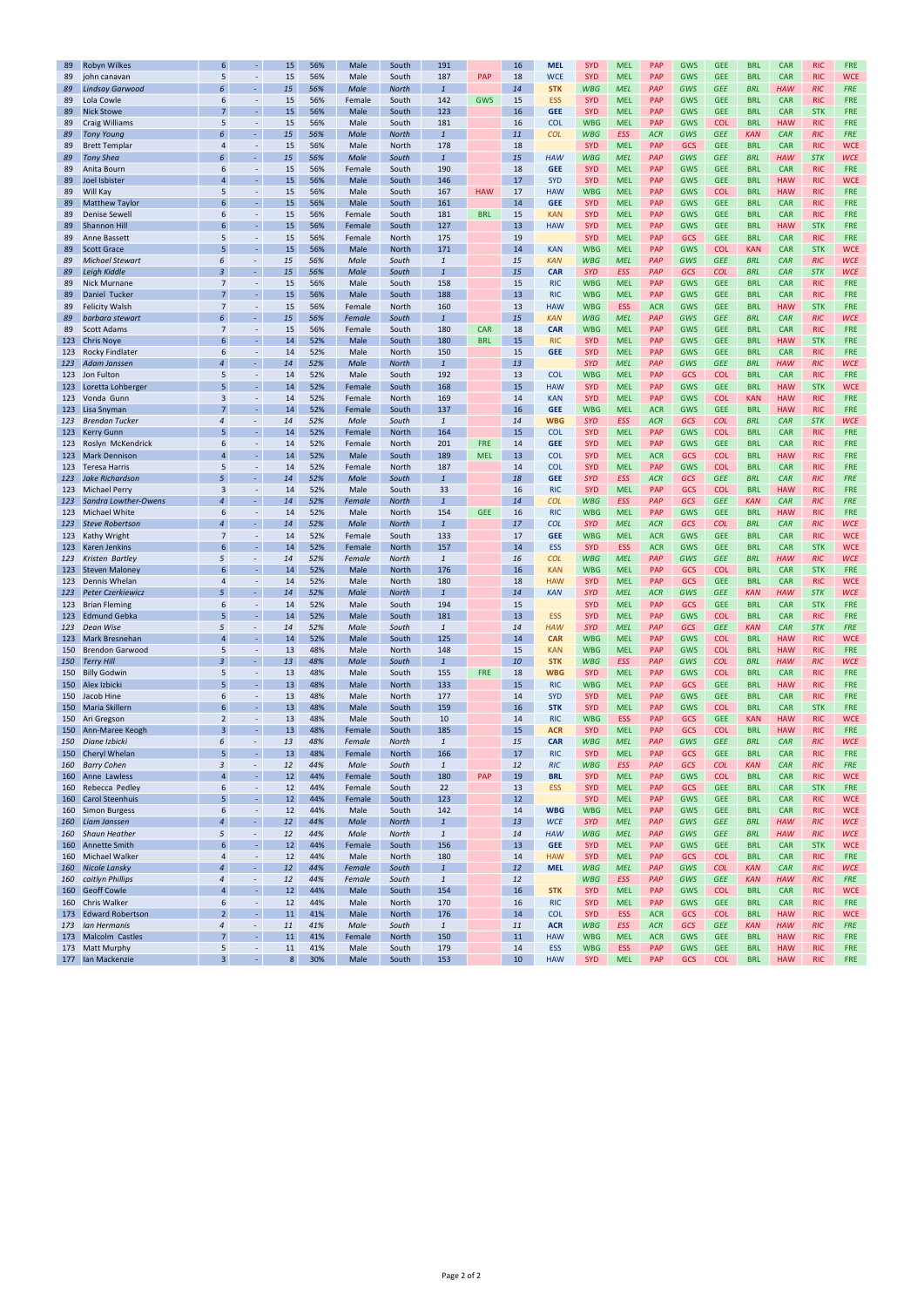| | | | | | | | | | | | | | | | | | | | | |
|---|---|---|---|---|---|---|---|---|---|---|---|---|---|---|---|---|---|---|---|---|
| 89 | Robyn Wilkes | 6 | - | 15 | 56% | Male | South | 191 | | 16 | MEL | SYD | MEL | PAP | GWS | GEE | BRL | CAR | RIC | FRE |
| 89 | john canavan | 5 | - | 15 | 56% | Male | South | 187 | PAP | 18 | WCE | SYD | MEL | PAP | GWS | GEE | BRL | CAR | RIC | WCE |
| 89 | Lindsay Garwood | 6 | - | 15 | 56% | Male | North | 1 | | 14 | STK | WBG | MEL | PAP | GWS | GEE | BRL | HAW | RIC | FRE |
| 89 | Lola Cowle | 6 | - | 15 | 56% | Female | South | 142 | GWS | 15 | ESS | SYD | MEL | PAP | GWS | GEE | BRL | CAR | RIC | FRE |
| 89 | Nick Stowe | 7 | - | 15 | 56% | Male | South | 123 | | 16 | GEE | SYD | MEL | PAP | GWS | GEE | BRL | CAR | STK | FRE |
| 89 | Craig Williams | 5 | - | 15 | 56% | Male | South | 181 | | 16 | COL | WBG | MEL | PAP | GWS | COL | BRL | HAW | RIC | FRE |
| 89 | Tony Young | 6 | - | 15 | 56% | Male | North | 1 | | 11 | COL | WBG | ESS | ACR | GWS | GEE | KAN | CAR | RIC | FRE |
| 89 | Brett Templar | 4 | - | 15 | 56% | Male | North | 178 | | 18 | | SYD | MEL | PAP | GCS | GEE | BRL | CAR | RIC | WCE |
| 89 | Tony Shea | 6 | - | 15 | 56% | Male | South | 1 | | 15 | HAW | WBG | MEL | PAP | GWS | GEE | BRL | HAW | STK | WCE |
| 89 | Anita Bourn | 6 | - | 15 | 56% | Female | South | 190 | | 18 | GEE | SYD | MEL | PAP | GWS | GEE | BRL | CAR | RIC | FRE |
| 89 | Joel Isbister | 4 | - | 15 | 56% | Male | South | 146 | | 17 | SYD | SYD | MEL | PAP | GWS | GEE | BRL | HAW | RIC | WCE |
| 89 | Will Kay | 5 | - | 15 | 56% | Male | South | 167 | HAW | 17 | HAW | WBG | MEL | PAP | GWS | COL | BRL | HAW | RIC | FRE |
| 89 | Matthew Taylor | 6 | - | 15 | 56% | Male | South | 161 | | 14 | GEE | SYD | MEL | PAP | GWS | GEE | BRL | CAR | RIC | FRE |
| 89 | Denise Sewell | 6 | - | 15 | 56% | Female | South | 181 | BRL | 15 | KAN | SYD | MEL | PAP | GWS | GEE | BRL | CAR | RIC | FRE |
| 89 | Shannon Hill | 6 | - | 15 | 56% | Female | South | 127 | | 13 | HAW | SYD | MEL | PAP | GWS | GEE | BRL | HAW | STK | FRE |
| 89 | Anne Bassett | 5 | - | 15 | 56% | Female | North | 175 | | 19 | | SYD | MEL | PAP | GCS | GEE | BRL | CAR | RIC | FRE |
| 89 | Scott Grace | 5 | - | 15 | 56% | Male | North | 171 | | 14 | KAN | WBG | MEL | PAP | GWS | COL | KAN | CAR | STK | WCE |
| 89 | Michael Stewart | 6 | - | 15 | 56% | Male | South | 1 | | 15 | KAN | WBG | MEL | PAP | GWS | GEE | BRL | CAR | RIC | WCE |
| 89 | Leigh Kiddle | 3 | - | 15 | 56% | Male | South | 1 | | 15 | CAR | SYD | ESS | PAP | GCS | COL | BRL | CAR | STK | WCE |
| 89 | Nick Murnane | 7 | - | 15 | 56% | Male | South | 158 | | 15 | RIC | WBG | MEL | PAP | GWS | GEE | BRL | CAR | RIC | FRE |
| 89 | Daniel Tucker | 7 | - | 15 | 56% | Male | South | 188 | | 13 | RIC | WBG | MEL | PAP | GWS | GEE | BRL | CAR | RIC | FRE |
| 89 | Felicity Walsh | 7 | - | 15 | 56% | Female | North | 160 | | 13 | HAW | WBG | ESS | ACR | GWS | GEE | BRL | HAW | STK | FRE |
| 89 | barbara stewart | 6 | - | 15 | 56% | Female | South | 1 | | 15 | KAN | WBG | MEL | PAP | GWS | GEE | BRL | CAR | RIC | WCE |
| 89 | Scott Adams | 7 | - | 15 | 56% | Female | South | 180 | CAR | 18 | CAR | WBG | MEL | PAP | GWS | GEE | BRL | CAR | RIC | FRE |
| 123 | Chris Noye | 6 | - | 14 | 52% | Male | South | 180 | BRL | 15 | RIC | SYD | MEL | PAP | GWS | GEE | BRL | HAW | STK | FRE |
| 123 | Rocky Findlater | 6 | - | 14 | 52% | Male | North | 150 | | 15 | GEE | SYD | MEL | PAP | GWS | GEE | BRL | CAR | RIC | FRE |
| 123 | Adam Janssen | 4 | - | 14 | 52% | Male | North | 1 | | 13 | | SYD | MEL | PAP | GWS | GEE | BRL | HAW | RIC | WCE |
| 123 | Jon Fulton | 5 | - | 14 | 52% | Male | South | 192 | | 13 | COL | WBG | MEL | PAP | GCS | COL | BRL | CAR | RIC | FRE |
| 123 | Loretta Lohberger | 5 | - | 14 | 52% | Female | South | 168 | | 15 | HAW | SYD | MEL | PAP | GWS | GEE | BRL | HAW | STK | WCE |
| 123 | Vonda Gunn | 3 | - | 14 | 52% | Female | North | 169 | | 14 | KAN | SYD | MEL | PAP | GWS | COL | KAN | HAW | RIC | FRE |
| 123 | Lisa Snyman | 7 | - | 14 | 52% | Female | South | 137 | | 16 | GEE | WBG | MEL | ACR | GWS | GEE | BRL | HAW | RIC | FRE |
| 123 | Brendan Tucker | 4 | - | 14 | 52% | Male | South | 1 | | 14 | WBG | SYD | ESS | ACR | GCS | COL | BRL | CAR | STK | WCE |
| 123 | Kerry Gunn | 5 | - | 14 | 52% | Female | North | 164 | | 15 | COL | SYD | MEL | PAP | GWS | COL | BRL | CAR | RIC | FRE |
| 123 | Roslyn McKendrick | 6 | - | 14 | 52% | Female | North | 201 | FRE | 14 | GEE | SYD | MEL | PAP | GWS | GEE | BRL | CAR | RIC | FRE |
| 123 | Mark Dennison | 4 | - | 14 | 52% | Male | South | 189 | MEL | 13 | COL | SYD | MEL | ACR | GCS | COL | BRL | HAW | RIC | FRE |
| 123 | Teresa Harris | 5 | - | 14 | 52% | Female | North | 187 | | 14 | COL | SYD | MEL | PAP | GWS | COL | BRL | CAR | RIC | FRE |
| 123 | Jake Richardson | 5 | - | 14 | 52% | Male | South | 1 | | 18 | GEE | SYD | ESS | ACR | GCS | GEE | BRL | CAR | RIC | FRE |
| 123 | Michael Perry | 3 | - | 14 | 52% | Male | South | 33 | | 16 | RIC | SYD | MEL | PAP | GCS | COL | BRL | HAW | RIC | FRE |
| 123 | Sandra Lowther-Owens | 4 | - | 14 | 52% | Female | North | 1 | | 14 | COL | WBG | ESS | PAP | GCS | GEE | KAN | CAR | RIC | FRE |
| 123 | Michael White | 6 | - | 14 | 52% | Male | North | 154 | GEE | 16 | RIC | WBG | MEL | PAP | GWS | GEE | BRL | HAW | RIC | FRE |
| 123 | Steve Robertson | 4 | - | 14 | 52% | Male | North | 1 | | 17 | COL | SYD | MEL | ACR | GCS | COL | BRL | CAR | RIC | WCE |
| 123 | Kathy Wright | 7 | - | 14 | 52% | Female | South | 133 | | 17 | GEE | WBG | MEL | ACR | GWS | GEE | BRL | CAR | RIC | WCE |
| 123 | Karen Jenkins | 6 | - | 14 | 52% | Female | North | 157 | | 14 | ESS | SYD | ESS | ACR | GWS | GEE | BRL | CAR | STK | WCE |
| 123 | Kristen Bartley | 5 | - | 14 | 52% | Female | North | 1 | | 16 | COL | WBG | MEL | PAP | GWS | GEE | BRL | HAW | RIC | WCE |
| 123 | Steven Maloney | 6 | - | 14 | 52% | Male | North | 176 | | 16 | KAN | WBG | MEL | PAP | GCS | COL | BRL | CAR | STK | FRE |
| 123 | Dennis Whelan | 4 | - | 14 | 52% | Male | North | 180 | | 18 | HAW | SYD | MEL | PAP | GCS | GEE | BRL | CAR | RIC | WCE |
| 123 | Peter Czerkiewicz | 5 | - | 14 | 52% | Male | North | 1 | | 14 | KAN | SYD | MEL | ACR | GWS | GEE | KAN | HAW | STK | WCE |
| 123 | Brian Fleming | 6 | - | 14 | 52% | Male | South | 194 | | 15 | | SYD | MEL | PAP | GCS | GEE | BRL | CAR | STK | FRE |
| 123 | Edmund Gebka | 5 | - | 14 | 52% | Male | South | 181 | | 13 | ESS | SYD | MEL | PAP | GWS | COL | BRL | CAR | RIC | FRE |
| 123 | Dean Wise | 5 | - | 14 | 52% | Male | South | 1 | | 14 | HAW | SYD | MEL | PAP | GCS | GEE | KAN | CAR | STK | FRE |
| 123 | Mark Bresnehan | 4 | - | 14 | 52% | Male | South | 125 | | 14 | CAR | WBG | MEL | PAP | GWS | COL | BRL | HAW | RIC | WCE |
| 150 | Brendon Garwood | 5 | - | 13 | 48% | Male | North | 148 | | 15 | KAN | WBG | MEL | PAP | GWS | COL | BRL | HAW | RIC | FRE |
| 150 | Terry Hill | 3 | - | 13 | 48% | Male | South | 1 | | 10 | STK | WBG | ESS | PAP | GWS | COL | BRL | HAW | RIC | WCE |
| 150 | Billy Godwin | 5 | - | 13 | 48% | Male | South | 155 | FRE | 18 | WBG | SYD | MEL | PAP | GWS | COL | BRL | CAR | RIC | FRE |
| 150 | Alex Izbicki | 5 | - | 13 | 48% | Male | North | 133 | | 15 | RIC | WBG | MEL | PAP | GCS | GEE | BRL | HAW | RIC | FRE |
| 150 | Jacob Hine | 6 | - | 13 | 48% | Male | North | 177 | | 14 | SYD | SYD | MEL | PAP | GWS | GEE | BRL | CAR | RIC | FRE |
| 150 | Maria Skillern | 6 | - | 13 | 48% | Male | South | 159 | | 16 | STK | SYD | MEL | PAP | GWS | COL | BRL | CAR | STK | FRE |
| 150 | Ari Gregson | 2 | - | 13 | 48% | Male | South | 10 | | 14 | RIC | WBG | ESS | PAP | GCS | GEE | KAN | HAW | RIC | WCE |
| 150 | Ann-Maree Keogh | 3 | - | 13 | 48% | Female | South | 185 | | 15 | ACR | SYD | MEL | PAP | GCS | COL | BRL | HAW | RIC | FRE |
| 150 | Diane Izbicki | 6 | - | 13 | 48% | Female | North | 1 | | 15 | CAR | WBG | MEL | PAP | GWS | GEE | BRL | CAR | RIC | WCE |
| 150 | Cheryl Whelan | 5 | - | 13 | 48% | Female | North | 166 | | 17 | RIC | SYD | MEL | PAP | GCS | GEE | BRL | CAR | RIC | FRE |
| 160 | Barry Cohen | 3 | - | 12 | 44% | Male | South | 1 | | 12 | RIC | WBG | ESS | PAP | GCS | COL | KAN | CAR | RIC | FRE |
| 160 | Anne Lawless | 4 | - | 12 | 44% | Female | South | 180 | PAP | 19 | BRL | SYD | MEL | PAP | GWS | COL | BRL | CAR | RIC | WCE |
| 160 | Rebecca Pedley | 6 | - | 12 | 44% | Female | South | 22 | | 13 | ESS | SYD | MEL | PAP | GCS | GEE | BRL | CAR | STK | FRE |
| 160 | Carol Steenhuis | 5 | - | 12 | 44% | Female | South | 123 | | 12 | | SYD | MEL | PAP | GWS | GEE | BRL | CAR | RIC | WCE |
| 160 | Simon Burgess | 6 | - | 12 | 44% | Male | South | 142 | | 14 | WBG | WBG | MEL | PAP | GWS | GEE | BRL | CAR | RIC | WCE |
| 160 | Liam Janssen | 4 | - | 12 | 44% | Male | North | 1 | | 13 | WCE | SYD | MEL | PAP | GWS | GEE | BRL | HAW | RIC | WCE |
| 160 | Shaun Heather | 5 | - | 12 | 44% | Male | North | 1 | | 14 | HAW | WBG | MEL | PAP | GWS | GEE | BRL | HAW | RIC | WCE |
| 160 | Annette Smith | 6 | - | 12 | 44% | Female | South | 156 | | 13 | GEE | SYD | MEL | PAP | GWS | GEE | BRL | CAR | STK | WCE |
| 160 | Michael Walker | 4 | - | 12 | 44% | Male | North | 180 | | 14 | HAW | SYD | MEL | PAP | GCS | COL | BRL | CAR | RIC | FRE |
| 160 | Nicole Lansky | 4 | - | 12 | 44% | Female | South | 1 | | 12 | MEL | WBG | MEL | PAP | GWS | COL | KAN | CAR | RIC | WCE |
| 160 | caitlyn Phillips | 4 | - | 12 | 44% | Female | South | 1 | | 12 | | WBG | ESS | PAP | GWS | GEE | KAN | HAW | RIC | FRE |
| 160 | Geoff Cowle | 4 | - | 12 | 44% | Male | South | 154 | | 16 | STK | SYD | MEL | PAP | GWS | COL | BRL | CAR | RIC | WCE |
| 160 | Chris Walker | 6 | - | 12 | 44% | Male | North | 170 | | 16 | RIC | SYD | MEL | PAP | GWS | GEE | BRL | CAR | RIC | FRE |
| 173 | Edward Robertson | 2 | - | 11 | 41% | Male | North | 176 | | 14 | COL | SYD | ESS | ACR | GCS | COL | BRL | HAW | RIC | WCE |
| 173 | Ian Hermanis | 4 | - | 11 | 41% | Male | South | 1 | | 11 | ACR | WBG | ESS | ACR | GCS | GEE | KAN | HAW | RIC | FRE |
| 173 | Malcolm Castles | 7 | - | 11 | 41% | Female | North | 150 | | 11 | HAW | WBG | MEL | ACR | GWS | GEE | BRL | HAW | RIC | FRE |
| 173 | Matt Murphy | 5 | - | 11 | 41% | Male | South | 179 | | 14 | ESS | WBG | ESS | PAP | GWS | GEE | BRL | HAW | RIC | FRE |
| 177 | Ian Mackenzie | 3 | - | 8 | 30% | Male | South | 153 | | 10 | HAW | SYD | MEL | PAP | GCS | COL | BRL | HAW | RIC | FRE |